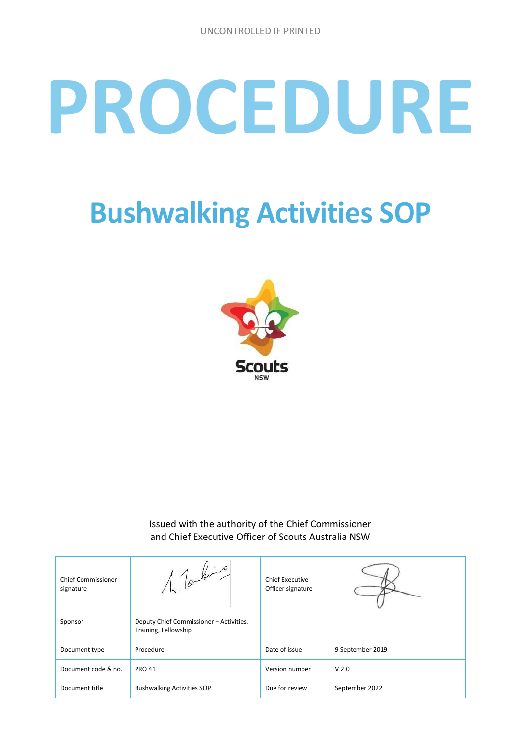UNCONTROLLED IF PRINTED

# PROCEDURE

## Bushwalking Activities SOP

Issued with the authority of the Chief Commissioner and Chief Executive Officer of Scouts Australia NSW

| Chief Commissioner signature | | Chief Executive Officer signature | |
|---|---|---|---|
| Sponsor | Deputy Chief Commissioner – Activities, Training, Fellowship | | |
| Document type | Procedure | Date of issue | 9 September 2019 |
| Document code & no. | PRO 41 | Version number | V 2.0 |
| Document title | Bushwalking Activities SOP | Due for review | September 2022 |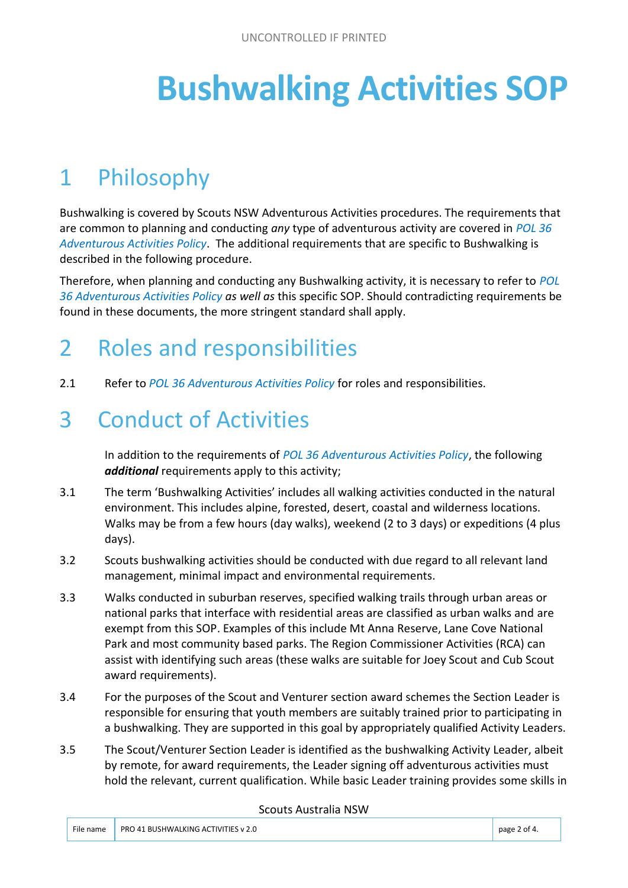# Bushwalking Activities SOP

## 1 Philosophy

Bushwalking is covered by Scouts NSW Adventurous Activities procedures. The requirements that are common to planning and conducting *any* type of adventurous activity are covered in *POL 36 Adventurous Activities Policy*. The additional requirements that are specific to Bushwalking is described in the following procedure.

Therefore, when planning and conducting any Bushwalking activity, it is necessary to refer to *POL 36 Adventurous Activities Policy* *as well as* this specific SOP. Should contradicting requirements be found in these documents, the more stringent standard shall apply.

## 2 Roles and responsibilities

2.1 Refer to *POL 36 Adventurous Activities Policy* for roles and responsibilities.

## 3 Conduct of Activities

In addition to the requirements of *POL 36 Adventurous Activities Policy*, the following ***additional*** requirements apply to this activity;

3.1 The term 'Bushwalking Activities' includes all walking activities conducted in the natural environment. This includes alpine, forested, desert, coastal and wilderness locations. Walks may be from a few hours (day walks), weekend (2 to 3 days) or expeditions (4 plus days).

3.2 Scouts bushwalking activities should be conducted with due regard to all relevant land management, minimal impact and environmental requirements.

3.3 Walks conducted in suburban reserves, specified walking trails through urban areas or national parks that interface with residential areas are classified as urban walks and are exempt from this SOP. Examples of this include Mt Anna Reserve, Lane Cove National Park and most community based parks. The Region Commissioner Activities (RCA) can assist with identifying such areas (these walks are suitable for Joey Scout and Cub Scout award requirements).

3.4 For the purposes of the Scout and Venturer section award schemes the Section Leader is responsible for ensuring that youth members are suitably trained prior to participating in a bushwalking. They are supported in this goal by appropriately qualified Activity Leaders.

3.5 The Scout/Venturer Section Leader is identified as the bushwalking Activity Leader, albeit by remote, for award requirements, the Leader signing off adventurous activities must hold the relevant, current qualification. While basic Leader training provides some skills in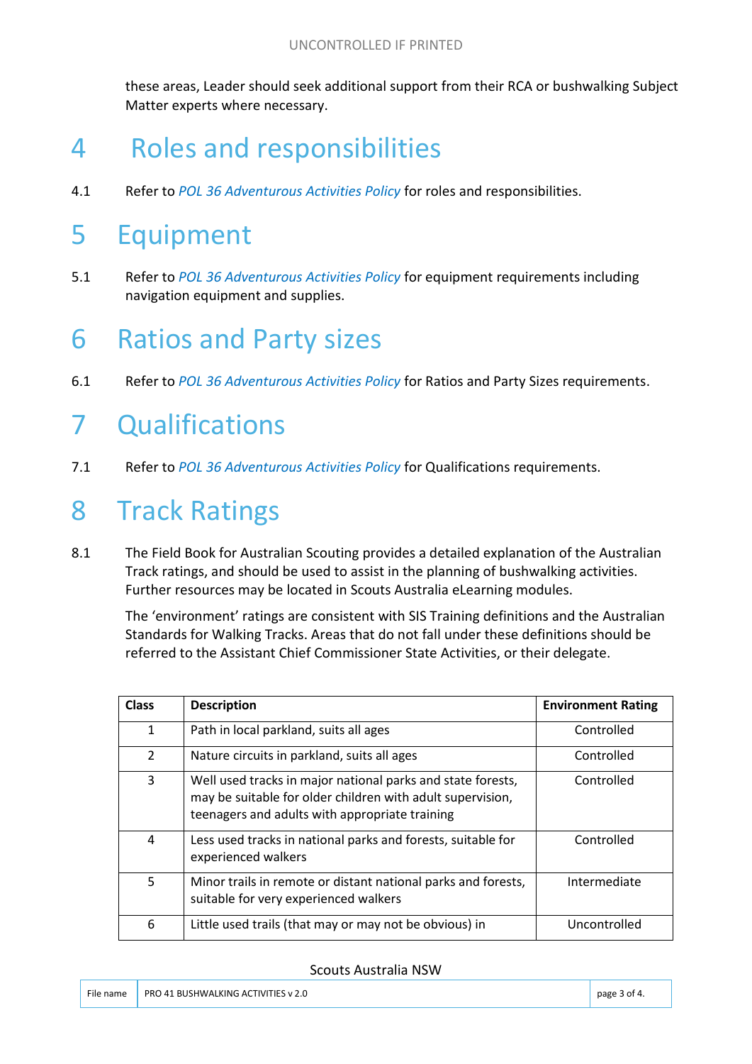these areas, Leader should seek additional support from their RCA or bushwalking Subject Matter experts where necessary.

# 4 Roles and responsibilities

4.1 Refer to *POL 36 Adventurous Activities Policy* for roles and responsibilities.

# 5 Equipment

5.1 Refer to *POL 36 Adventurous Activities Policy* for equipment requirements including navigation equipment and supplies.

# 6 Ratios and Party sizes

6.1 Refer to *POL 36 Adventurous Activities Policy* for Ratios and Party Sizes requirements.

# 7 Qualifications

7.1 Refer to *POL 36 Adventurous Activities Policy* for Qualifications requirements.

# 8 Track Ratings

8.1 The Field Book for Australian Scouting provides a detailed explanation of the Australian Track ratings, and should be used to assist in the planning of bushwalking activities. Further resources may be located in Scouts Australia eLearning modules.

The 'environment' ratings are consistent with SIS Training definitions and the Australian Standards for Walking Tracks. Areas that do not fall under these definitions should be referred to the Assistant Chief Commissioner State Activities, or their delegate.

| Class | Description | Environment Rating |
|---|---|---|
| 1 | Path in local parkland, suits all ages | Controlled |
| 2 | Nature circuits in parkland, suits all ages | Controlled |
| 3 | Well used tracks in major national parks and state forests, may be suitable for older children with adult supervision, teenagers and adults with appropriate training | Controlled |
| 4 | Less used tracks in national parks and forests, suitable for experienced walkers | Controlled |
| 5 | Minor trails in remote or distant national parks and forests, suitable for very experienced walkers | Intermediate |
| 6 | Little used trails (that may or may not be obvious) in | Uncontrolled |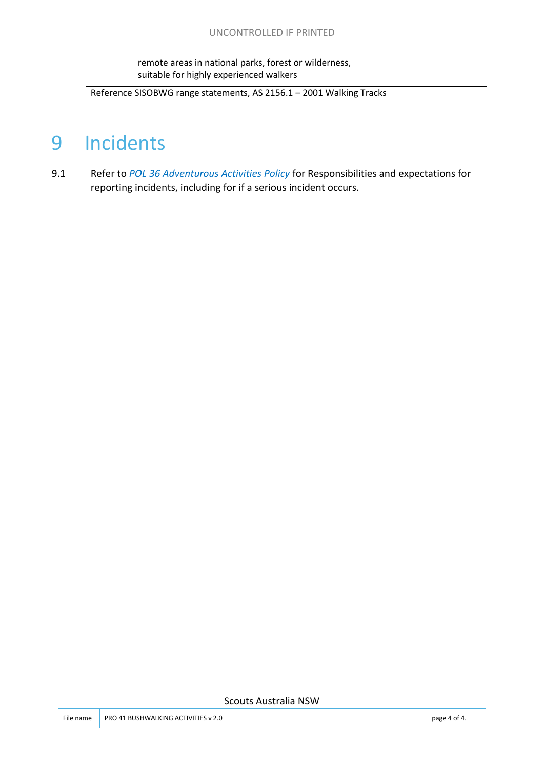| | | |
|---|---|---|
| | remote areas in national parks, forest or wilderness, suitable for highly experienced walkers | |
| Reference SISOBWG range statements, AS 2156.1 – 2001 Walking Tracks | | |

# 9 Incidents

9.1 Refer to *POL 36 Adventurous Activities Policy* for Responsibilities and expectations for reporting incidents, including for if a serious incident occurs.